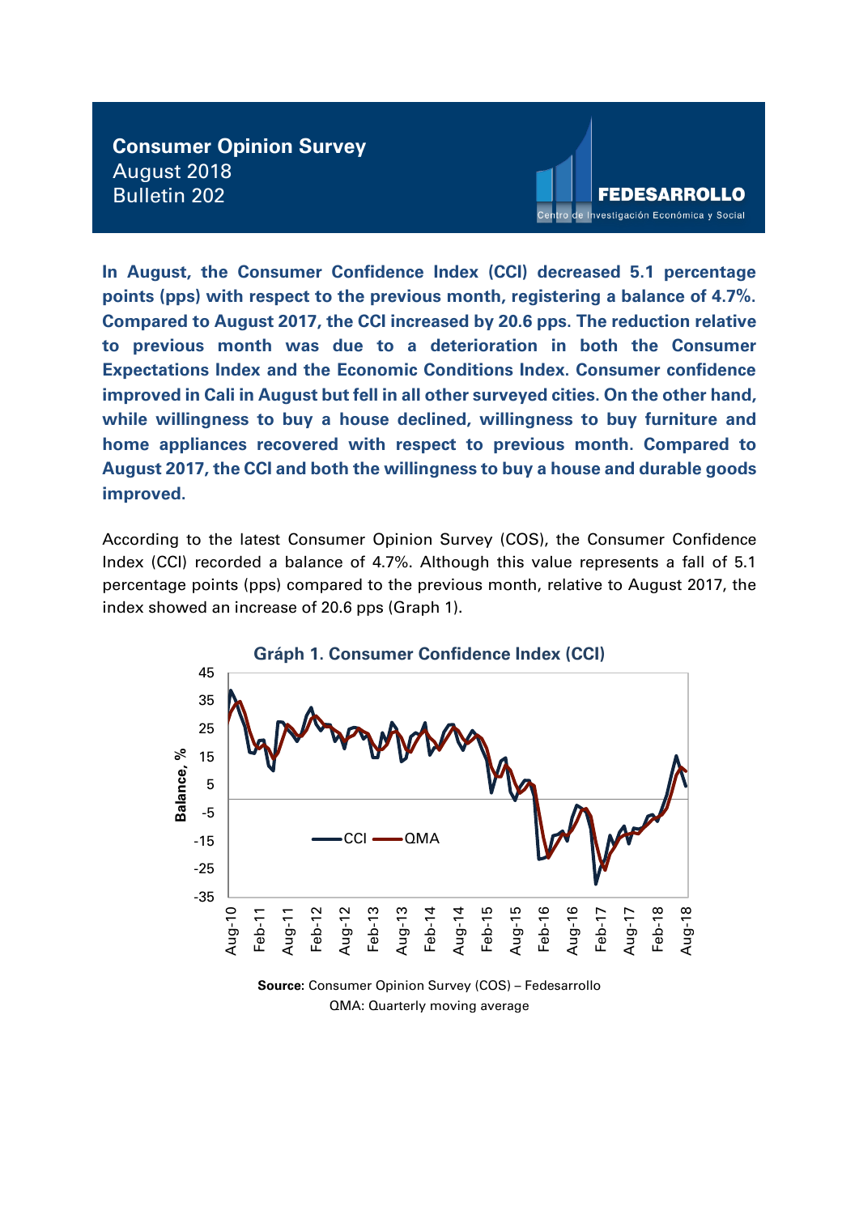# Consumer Opinion Survey
August 2018
Bulletin 202

FEDESARROLLO
Centro de Investigación Económica y Social

**In August, the Consumer Confidence Index (CCI) decreased 5.1 percentage points (pps) with respect to the previous month, registering a balance of 4.7%. Compared to August 2017, the CCI increased by 20.6 pps. The reduction relative to previous month was due to a deterioration in both the Consumer Expectations Index and the Economic Conditions Index. Consumer confidence improved in Cali in August but fell in all other surveyed cities. On the other hand, while willingness to buy a house declined, willingness to buy furniture and home appliances recovered with respect to previous month. Compared to August 2017, the CCI and both the willingness to buy a house and durable goods improved.**

According to the latest Consumer Opinion Survey (COS), the Consumer Confidence Index (CCI) recorded a balance of 4.7%. Although this value represents a fall of 5.1 percentage points (pps) compared to the previous month, relative to August 2017, the index showed an increase of 20.6 pps (Graph 1).

**Gráph 1. Consumer Confidence Index (CCI)**

**Source:** Consumer Opinion Survey (COS) – Fedesarrollo
QMA: Quarterly moving average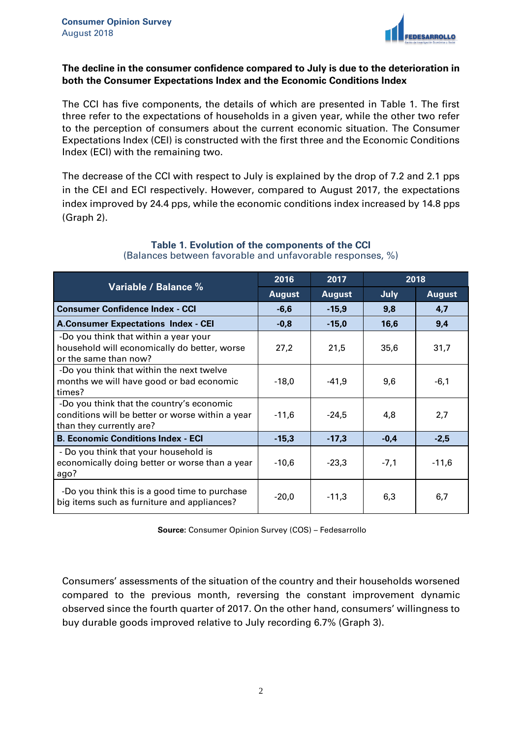**The decline in the consumer confidence compared to July is due to the deterioration in both the Consumer Expectations Index and the Economic Conditions Index**

The CCI has five components, the details of which are presented in Table 1. The first three refer to the expectations of households in a given year, while the other two refer to the perception of consumers about the current economic situation. The Consumer Expectations Index (CEI) is constructed with the first three and the Economic Conditions Index (ECI) with the remaining two.

The decrease of the CCI with respect to July is explained by the drop of 7.2 and 2.1 pps in the CEI and ECI respectively. However, compared to August 2017, the expectations index improved by 24.4 pps, while the economic conditions index increased by 14.8 pps (Graph 2).

**Table 1. Evolution of the components of the CCI**
(Balances between favorable and unfavorable responses, %)

| Variable / Balance % | 2016 | 2017 | 2018 | |
|---|---|---|---|---|
| | August | August | July | August |
| **Consumer Confidence Index - CCI** | **-6,6** | **-15,9** | **9,8** | **4,7** |
| **A.Consumer Expectations Index - CEI** | **-0,8** | **-15,0** | **16,6** | **9,4** |
| -Do you think that within a year your household will economically do better, worse or the same than now? | 27,2 | 21,5 | 35,6 | 31,7 |
| -Do you think that within the next twelve months we will have good or bad economic times? | -18,0 | -41,9 | 9,6 | -6,1 |
| -Do you think that the country's economic conditions will be better or worse within a year than they currently are? | -11,6 | -24,5 | 4,8 | 2,7 |
| **B. Economic Conditions Index - ECI** | **-15,3** | **-17,3** | **-0,4** | **-2,5** |
| - Do you think that your household is economically doing better or worse than a year ago? | -10,6 | -23,3 | -7,1 | -11,6 |
| -Do you think this is a good time to purchase big items such as furniture and appliances? | -20,0 | -11,3 | 6,3 | 6,7 |

**Source:** Consumer Opinion Survey (COS) – Fedesarrollo

Consumers' assessments of the situation of the country and their households worsened compared to the previous month, reversing the constant improvement dynamic observed since the fourth quarter of 2017. On the other hand, consumers' willingness to buy durable goods improved relative to July recording 6.7% (Graph 3).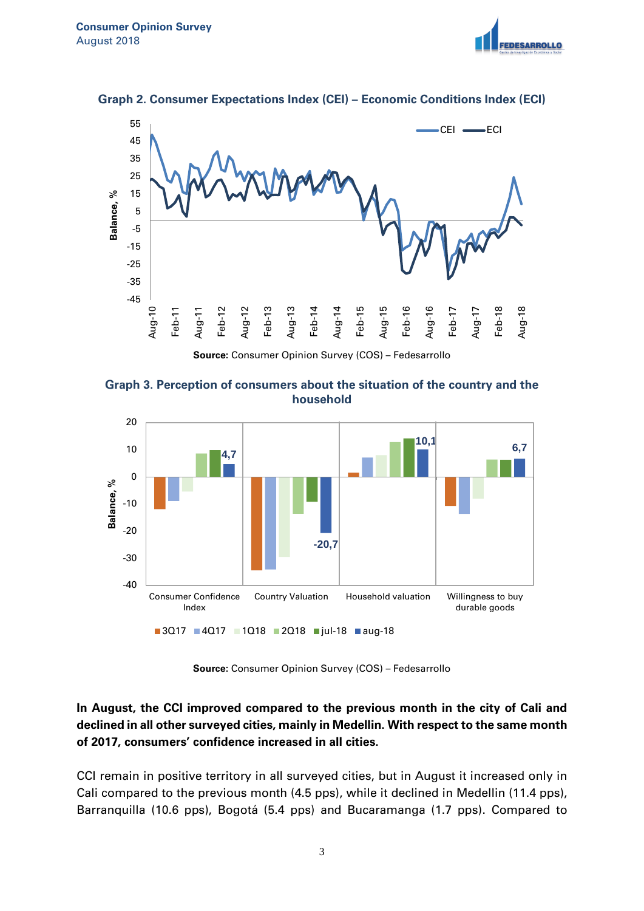**Graph 2. Consumer Expectations Index (CEI) – Economic Conditions Index (ECI)**

**Source:** Consumer Opinion Survey (COS) – Fedesarrollo

**Graph 3. Perception of consumers about the situation of the country and the household**

**Source:** Consumer Opinion Survey (COS) – Fedesarrollo

**In August, the CCI improved compared to the previous month in the city of Cali and declined in all other surveyed cities, mainly in Medellin. With respect to the same month of 2017, consumers' confidence increased in all cities.**

CCI remain in positive territory in all surveyed cities, but in August it increased only in Cali compared to the previous month (4.5 pps), while it declined in Medellin (11.4 pps), Barranquilla (10.6 pps), Bogotá (5.4 pps) and Bucaramanga (1.7 pps). Compared to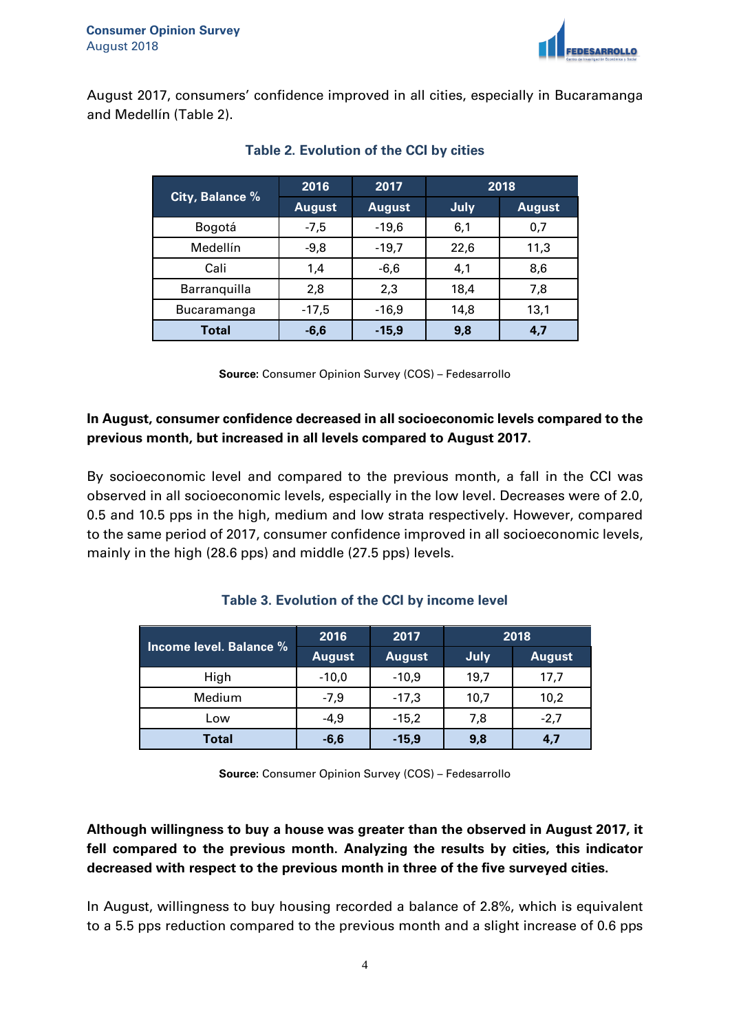August 2017, consumers' confidence improved in all cities, especially in Bucaramanga and Medellín (Table 2).

**Table 2. Evolution of the CCI by cities**

| City, Balance % | 2016 | 2017 | 2018 | |
|---|---|---|---|---|
| | August | August | July | August |
| Bogotá | -7,5 | -19,6 | 6,1 | 0,7 |
| Medellín | -9,8 | -19,7 | 22,6 | 11,3 |
| Cali | 1,4 | -6,6 | 4,1 | 8,6 |
| Barranquilla | 2,8 | 2,3 | 18,4 | 7,8 |
| Bucaramanga | -17,5 | -16,9 | 14,8 | 13,1 |
| **Total** | **-6,6** | **-15,9** | **9,8** | **4,7** |

**Source:** Consumer Opinion Survey (COS) – Fedesarrollo

**In August, consumer confidence decreased in all socioeconomic levels compared to the previous month, but increased in all levels compared to August 2017.**

By socioeconomic level and compared to the previous month, a fall in the CCI was observed in all socioeconomic levels, especially in the low level. Decreases were of 2.0, 0.5 and 10.5 pps in the high, medium and low strata respectively. However, compared to the same period of 2017, consumer confidence improved in all socioeconomic levels, mainly in the high (28.6 pps) and middle (27.5 pps) levels.

**Table 3. Evolution of the CCI by income level**

| Income level. Balance % | 2016 | 2017 | 2018 | |
|---|---|---|---|---|
| | August | August | July | August |
| High | -10,0 | -10,9 | 19,7 | 17,7 |
| Medium | -7,9 | -17,3 | 10,7 | 10,2 |
| Low | -4,9 | -15,2 | 7,8 | -2,7 |
| **Total** | **-6,6** | **-15,9** | **9,8** | **4,7** |

**Source:** Consumer Opinion Survey (COS) – Fedesarrollo

**Although willingness to buy a house was greater than the observed in August 2017, it fell compared to the previous month. Analyzing the results by cities, this indicator decreased with respect to the previous month in three of the five surveyed cities.**

In August, willingness to buy housing recorded a balance of 2.8%, which is equivalent to a 5.5 pps reduction compared to the previous month and a slight increase of 0.6 pps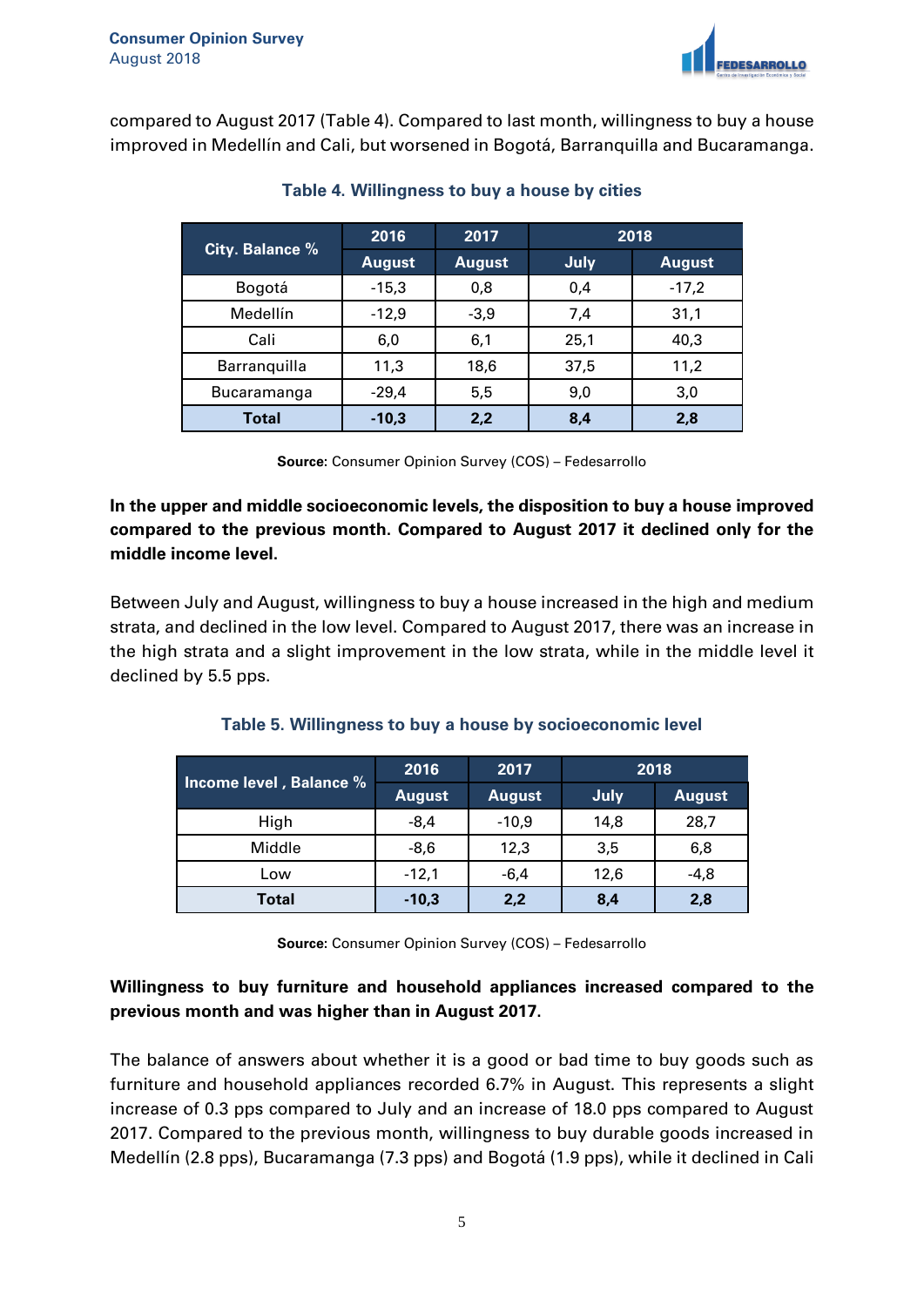compared to August 2017 (Table 4). Compared to last month, willingness to buy a house improved in Medellín and Cali, but worsened in Bogotá, Barranquilla and Bucaramanga.

**Table 4. Willingness to buy a house by cities**

| City. Balance % | 2016 | 2017 | 2018 | |
|---|---|---|---|---|
| | August | August | July | August |
| Bogotá | -15,3 | 0,8 | 0,4 | -17,2 |
| Medellín | -12,9 | -3,9 | 7,4 | 31,1 |
| Cali | 6,0 | 6,1 | 25,1 | 40,3 |
| Barranquilla | 11,3 | 18,6 | 37,5 | 11,2 |
| Bucaramanga | -29,4 | 5,5 | 9,0 | 3,0 |
| **Total** | **-10,3** | **2,2** | **8,4** | **2,8** |

**Source**: Consumer Opinion Survey (COS) – Fedesarrollo

**In the upper and middle socioeconomic levels, the disposition to buy a house improved compared to the previous month. Compared to August 2017 it declined only for the middle income level.**

Between July and August, willingness to buy a house increased in the high and medium strata, and declined in the low level. Compared to August 2017, there was an increase in the high strata and a slight improvement in the low strata, while in the middle level it declined by 5.5 pps.

**Table 5. Willingness to buy a house by socioeconomic level**

| Income level , Balance % | 2016 | 2017 | 2018 | |
|---|---|---|---|---|
| | August | August | July | August |
| High | -8,4 | -10,9 | 14,8 | 28,7 |
| Middle | -8,6 | 12,3 | 3,5 | 6,8 |
| Low | -12,1 | -6,4 | 12,6 | -4,8 |
| **Total** | **-10,3** | **2,2** | **8,4** | **2,8** |

**Source**: Consumer Opinion Survey (COS) – Fedesarrollo

**Willingness to buy furniture and household appliances increased compared to the previous month and was higher than in August 2017.**

The balance of answers about whether it is a good or bad time to buy goods such as furniture and household appliances recorded 6.7% in August. This represents a slight increase of 0.3 pps compared to July and an increase of 18.0 pps compared to August 2017. Compared to the previous month, willingness to buy durable goods increased in Medellín (2.8 pps), Bucaramanga (7.3 pps) and Bogotá (1.9 pps), while it declined in Cali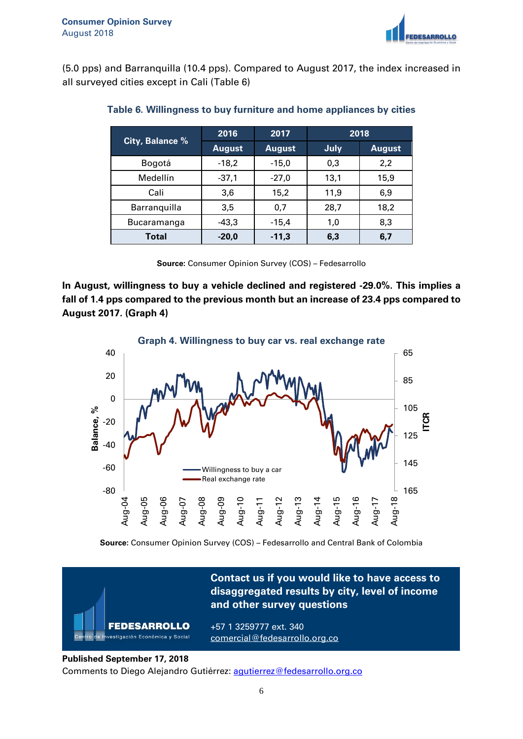(5.0 pps) and Barranquilla (10.4 pps). Compared to August 2017, the index increased in all surveyed cities except in Cali (Table 6)

**Table 6. Willingness to buy furniture and home appliances by cities**

| City, Balance % | 2016 | 2017 | 2018 | |
|---|---|---|---|---|
| | August | August | July | August |
| Bogotá | -18,2 | -15,0 | 0,3 | 2,2 |
| Medellín | -37,1 | -27,0 | 13,1 | 15,9 |
| Cali | 3,6 | 15,2 | 11,9 | 6,9 |
| Barranquilla | 3,5 | 0,7 | 28,7 | 18,2 |
| Bucaramanga | -43,3 | -15,4 | 1,0 | 8,3 |
| **Total** | **-20,0** | **-11,3** | **6,3** | **6,7** |

**Source:** Consumer Opinion Survey (COS) – Fedesarrollo

**In August, willingness to buy a vehicle declined and registered -29.0%. This implies a fall of 1.4 pps compared to the previous month but an increase of 23.4 pps compared to August 2017. (Graph 4)**

**Graph 4. Willingness to buy car vs. real exchange rate**

Balance, %
40
20
0
-20
-40
-60
-80

ITCR
65
85
105
125
145
165

Willingness to buy a car
Real exchange rate

Aug-04 Aug-05 Aug-06 Aug-07 Aug-08 Aug-09 Aug-10 Aug-11 Aug-12 Aug-13 Aug-14 Aug-15 Aug-16 Aug-17 Aug-18

**Source:** Consumer Opinion Survey (COS) – Fedesarrollo and Central Bank of Colombia

**Contact us if you would like to have access to disaggregated results by city, level of income and other survey questions**

FEDESARROLLO
Centro de Investigación Económica y Social

+57 1 3259777 ext. 340
comercial@fedesarrollo.org.co

**Published September 17, 2018**

Comments to Diego Alejandro Gutiérrez: agutierrez@fedesarrollo.org.co